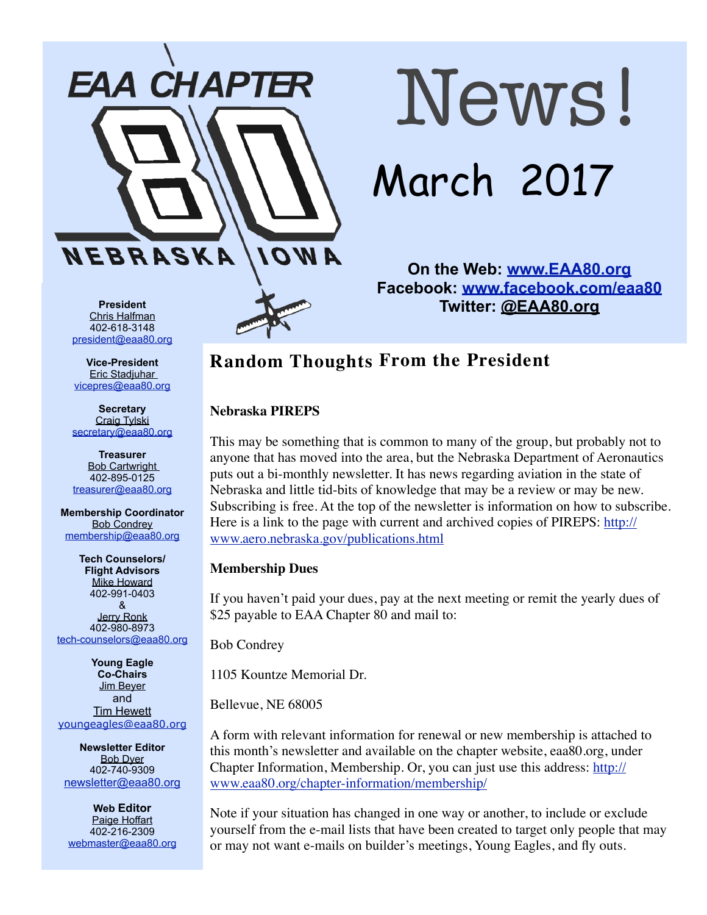# EAA CHAPTER 80 NEBRASKA IOWA

# News!

## March 2017

**On the Web: [www.EAA80.org](http://www.EAA80.org)**
**Facebook: [www.facebook.com/eaa80](http://www.facebook.com/eaa80)**
**Twitter: @EAA80.org**

**President**
Chris Halfman
402-618-3148
president@eaa80.org

**Vice-President**
Eric Stadjuhar
vicepres@eaa80.org

**Secretary**
Craig Tylski
secretary@eaa80.org

**Treasurer**
Bob Cartwright
402-895-0125
treasurer@eaa80.org

**Membership Coordinator**
Bob Condrey
membership@eaa80.org

**Tech Counselors/ Flight Advisors**
Mike Howard
402-991-0403
&
Jerry Ronk
402-980-8973
tech-counselors@eaa80.org

**Young Eagle Co-Chairs**
Jim Beyer
and
Tim Hewett
youngeagles@eaa80.org

**Newsletter Editor**
Bob Dyer
402-740-9309
newsletter@eaa80.org

**Web Editor**
Paige Hoffart
402-216-2309
webmaster@eaa80.org

## Random Thoughts From the President

### Nebraska PIREPS

This may be something that is common to many of the group, but probably not to anyone that has moved into the area, but the Nebraska Department of Aeronautics puts out a bi-monthly newsletter. It has news regarding aviation in the state of Nebraska and little tid-bits of knowledge that may be a review or may be new. Subscribing is free. At the top of the newsletter is information on how to subscribe. Here is a link to the page with current and archived copies of PIREPS: http://www.aero.nebraska.gov/publications.html

### Membership Dues

If you haven't paid your dues, pay at the next meeting or remit the yearly dues of $25 payable to EAA Chapter 80 and mail to:

Bob Condrey

1105 Kountze Memorial Dr.

Bellevue, NE 68005

A form with relevant information for renewal or new membership is attached to this month's newsletter and available on the chapter website, eaa80.org, under Chapter Information, Membership. Or, you can just use this address: http://www.eaa80.org/chapter-information/membership/

Note if your situation has changed in one way or another, to include or exclude yourself from the e-mail lists that have been created to target only people that may or may not want e-mails on builder's meetings, Young Eagles, and fly outs.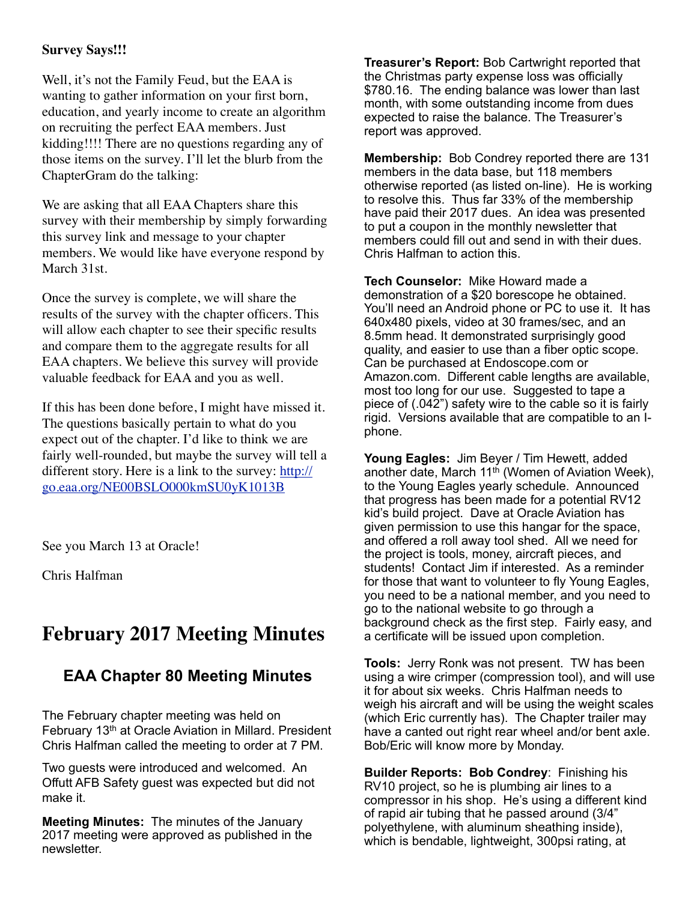**Survey Says!!!**

Well, it's not the Family Feud, but the EAA is wanting to gather information on your first born, education, and yearly income to create an algorithm on recruiting the perfect EAA members. Just kidding!!!! There are no questions regarding any of those items on the survey. I'll let the blurb from the ChapterGram do the talking:

We are asking that all EAA Chapters share this survey with their membership by simply forwarding this survey link and message to your chapter members. We would like have everyone respond by March 31st.

Once the survey is complete, we will share the results of the survey with the chapter officers. This will allow each chapter to see their specific results and compare them to the aggregate results for all EAA chapters. We believe this survey will provide valuable feedback for EAA and you as well.

If this has been done before, I might have missed it. The questions basically pertain to what do you expect out of the chapter. I'd like to think we are fairly well-rounded, but maybe the survey will tell a different story. Here is a link to the survey: [http://go.eaa.org/NE00BSLO000kmSU0yK1013B](http://go.eaa.org/NE00BSLO000kmSU0yK1013B)

See you March 13 at Oracle!

Chris Halfman

# February 2017 Meeting Minutes

## EAA Chapter 80 Meeting Minutes

The February chapter meeting was held on February 13th at Oracle Aviation in Millard. President Chris Halfman called the meeting to order at 7 PM.

Two guests were introduced and welcomed. An Offutt AFB Safety guest was expected but did not make it.

**Meeting Minutes:** The minutes of the January 2017 meeting were approved as published in the newsletter.

**Treasurer's Report:** Bob Cartwright reported that the Christmas party expense loss was officially $780.16. The ending balance was lower than last month, with some outstanding income from dues expected to raise the balance. The Treasurer's report was approved.

**Membership:** Bob Condrey reported there are 131 members in the data base, but 118 members otherwise reported (as listed on-line). He is working to resolve this. Thus far 33% of the membership have paid their 2017 dues. An idea was presented to put a coupon in the monthly newsletter that members could fill out and send in with their dues. Chris Halfman to action this.

**Tech Counselor:** Mike Howard made a demonstration of a $20 borescope he obtained. You'll need an Android phone or PC to use it. It has 640x480 pixels, video at 30 frames/sec, and an 8.5mm head. It demonstrated surprisingly good quality, and easier to use than a fiber optic scope. Can be purchased at Endoscope.com or Amazon.com. Different cable lengths are available, most too long for our use. Suggested to tape a piece of (.042") safety wire to the cable so it is fairly rigid. Versions available that are compatible to an I-phone.

**Young Eagles:** Jim Beyer / Tim Hewett, added another date, March 11th (Women of Aviation Week), to the Young Eagles yearly schedule. Announced that progress has been made for a potential RV12 kid's build project. Dave at Oracle Aviation has given permission to use this hangar for the space, and offered a roll away tool shed. All we need for the project is tools, money, aircraft pieces, and students! Contact Jim if interested. As a reminder for those that want to volunteer to fly Young Eagles, you need to be a national member, and you need to go to the national website to go through a background check as the first step. Fairly easy, and a certificate will be issued upon completion.

**Tools:** Jerry Ronk was not present. TW has been using a wire crimper (compression tool), and will use it for about six weeks. Chris Halfman needs to weigh his aircraft and will be using the weight scales (which Eric currently has). The Chapter trailer may have a canted out right rear wheel and/or bent axle. Bob/Eric will know more by Monday.

**Builder Reports: Bob Condrey**: Finishing his RV10 project, so he is plumbing air lines to a compressor in his shop. He's using a different kind of rapid air tubing that he passed around (3/4" polyethylene, with aluminum sheathing inside), which is bendable, lightweight, 300psi rating, at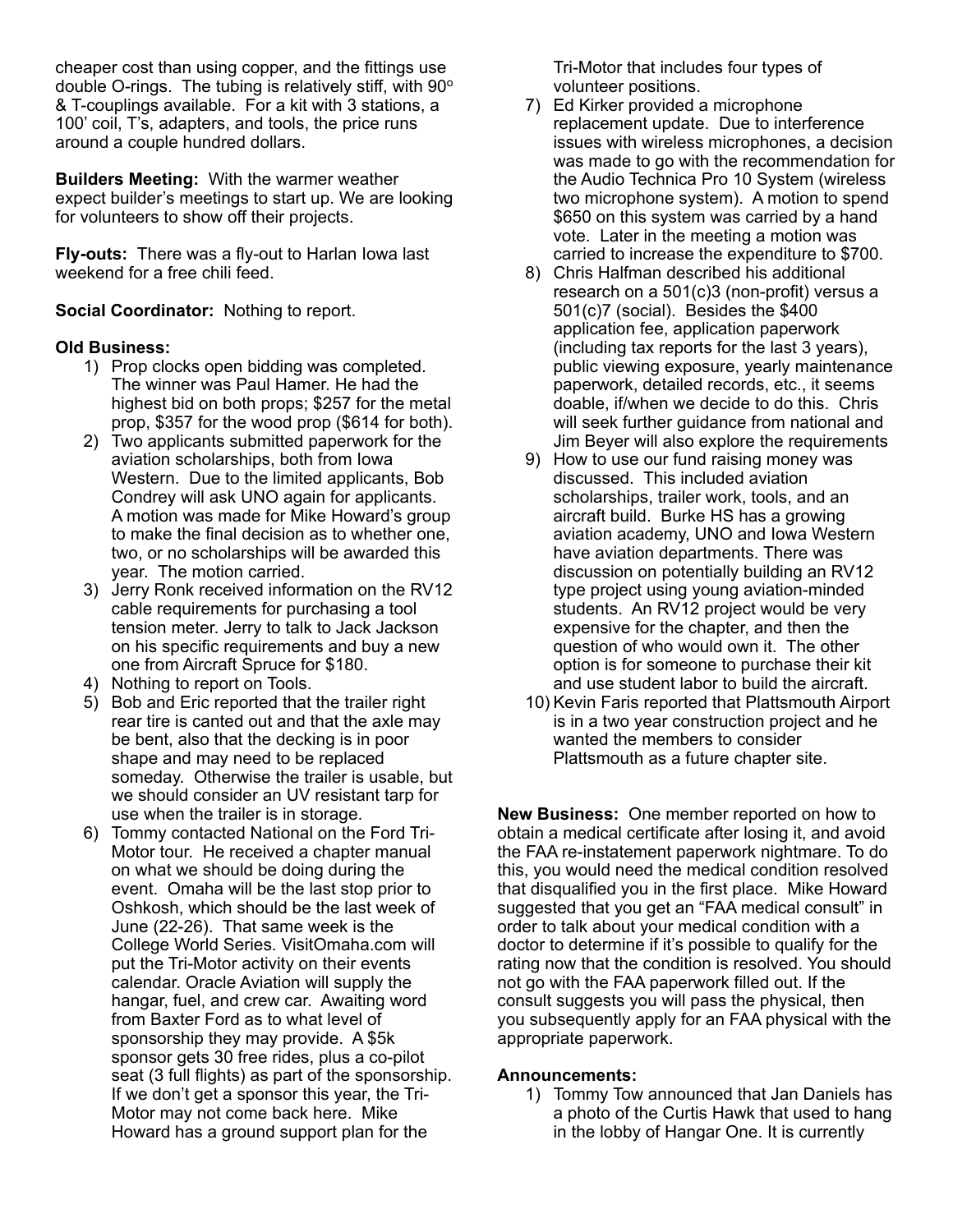cheaper cost than using copper, and the fittings use double O-rings. The tubing is relatively stiff, with 90º & T-couplings available. For a kit with 3 stations, a 100' coil, T's, adapters, and tools, the price runs around a couple hundred dollars.

**Builders Meeting:** With the warmer weather expect builder's meetings to start up. We are looking for volunteers to show off their projects.

**Fly-outs:** There was a fly-out to Harlan Iowa last weekend for a free chili feed.

**Social Coordinator:** Nothing to report.

**Old Business:**

1) Prop clocks open bidding was completed. The winner was Paul Hamer. He had the highest bid on both props; $257 for the metal prop, $357 for the wood prop ($614 for both).
2) Two applicants submitted paperwork for the aviation scholarships, both from Iowa Western. Due to the limited applicants, Bob Condrey will ask UNO again for applicants. A motion was made for Mike Howard's group to make the final decision as to whether one, two, or no scholarships will be awarded this year. The motion carried.
3) Jerry Ronk received information on the RV12 cable requirements for purchasing a tool tension meter. Jerry to talk to Jack Jackson on his specific requirements and buy a new one from Aircraft Spruce for $180.
4) Nothing to report on Tools.
5) Bob and Eric reported that the trailer right rear tire is canted out and that the axle may be bent, also that the decking is in poor shape and may need to be replaced someday. Otherwise the trailer is usable, but we should consider an UV resistant tarp for use when the trailer is in storage.
6) Tommy contacted National on the Ford Tri-Motor tour. He received a chapter manual on what we should be doing during the event. Omaha will be the last stop prior to Oshkosh, which should be the last week of June (22-26). That same week is the College World Series. VisitOmaha.com will put the Tri-Motor activity on their events calendar. Oracle Aviation will supply the hangar, fuel, and crew car. Awaiting word from Baxter Ford as to what level of sponsorship they may provide. A $5k sponsor gets 30 free rides, plus a co-pilot seat (3 full flights) as part of the sponsorship. If we don't get a sponsor this year, the Tri-Motor may not come back here. Mike Howard has a ground support plan for the Tri-Motor that includes four types of volunteer positions.
7) Ed Kirker provided a microphone replacement update. Due to interference issues with wireless microphones, a decision was made to go with the recommendation for the Audio Technica Pro 10 System (wireless two microphone system). A motion to spend $650 on this system was carried by a hand vote. Later in the meeting a motion was carried to increase the expenditure to $700.
8) Chris Halfman described his additional research on a 501(c)3 (non-profit) versus a 501(c)7 (social). Besides the $400 application fee, application paperwork (including tax reports for the last 3 years), public viewing exposure, yearly maintenance paperwork, detailed records, etc., it seems doable, if/when we decide to do this. Chris will seek further guidance from national and Jim Beyer will also explore the requirements
9) How to use our fund raising money was discussed. This included aviation scholarships, trailer work, tools, and an aircraft build. Burke HS has a growing aviation academy, UNO and Iowa Western have aviation departments. There was discussion on potentially building an RV12 type project using young aviation-minded students. An RV12 project would be very expensive for the chapter, and then the question of who would own it. The other option is for someone to purchase their kit and use student labor to build the aircraft.
10) Kevin Faris reported that Plattsmouth Airport is in a two year construction project and he wanted the members to consider Plattsmouth as a future chapter site.

**New Business:** One member reported on how to obtain a medical certificate after losing it, and avoid the FAA re-instatement paperwork nightmare. To do this, you would need the medical condition resolved that disqualified you in the first place. Mike Howard suggested that you get an "FAA medical consult" in order to talk about your medical condition with a doctor to determine if it's possible to qualify for the rating now that the condition is resolved. You should not go with the FAA paperwork filled out. If the consult suggests you will pass the physical, then you subsequently apply for an FAA physical with the appropriate paperwork.

**Announcements:**

1) Tommy Tow announced that Jan Daniels has a photo of the Curtis Hawk that used to hang in the lobby of Hangar One. It is currently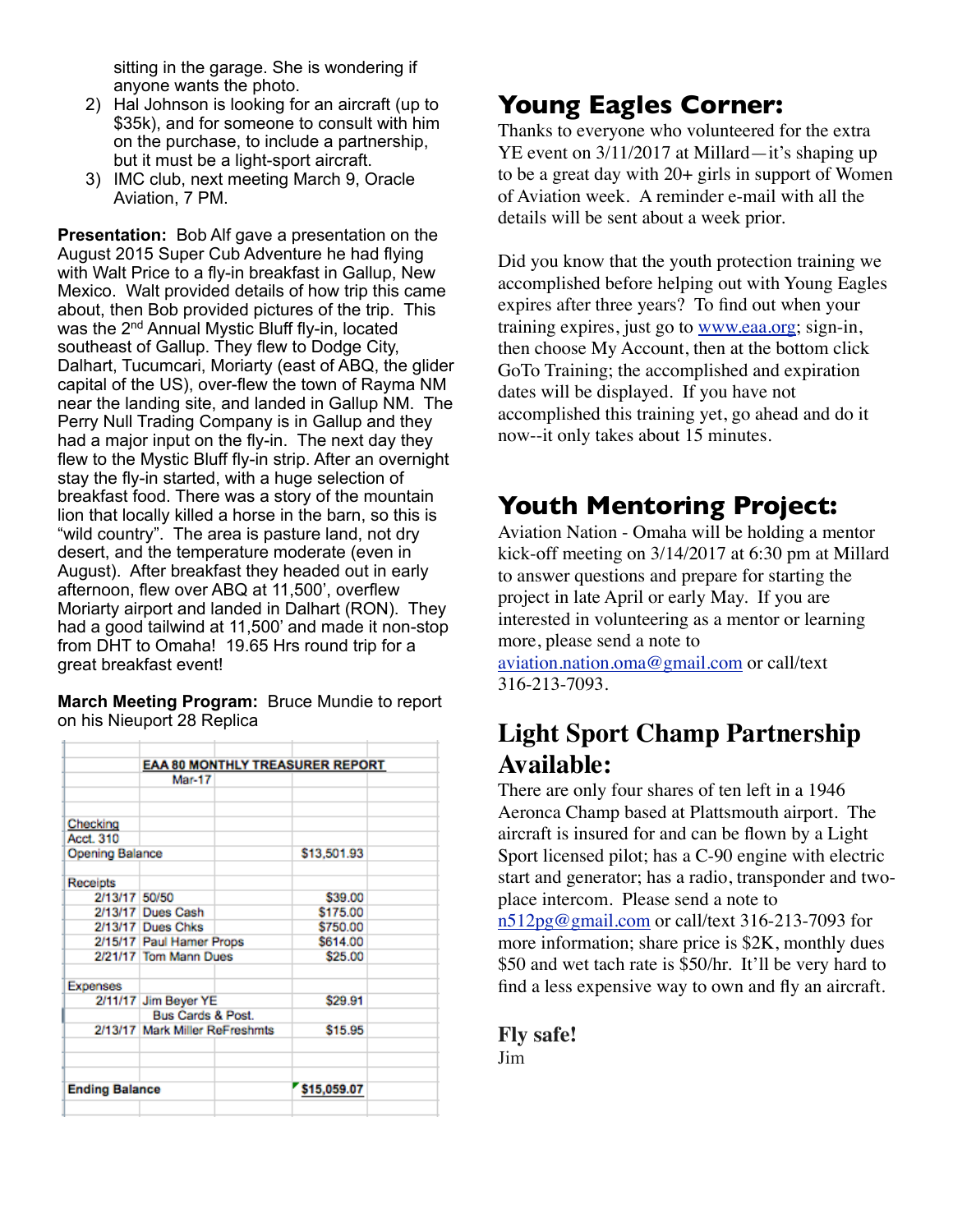sitting in the garage. She is wondering if anyone wants the photo.

2) Hal Johnson is looking for an aircraft (up to $35k), and for someone to consult with him on the purchase, to include a partnership, but it must be a light-sport aircraft.
3) IMC club, next meeting March 9, Oracle Aviation, 7 PM.

**Presentation:** Bob Alf gave a presentation on the August 2015 Super Cub Adventure he had flying with Walt Price to a fly-in breakfast in Gallup, New Mexico. Walt provided details of how trip this came about, then Bob provided pictures of the trip. This was the 2nd Annual Mystic Bluff fly-in, located southeast of Gallup. They flew to Dodge City, Dalhart, Tucumcari, Moriarty (east of ABQ, the glider capital of the US), over-flew the town of Rayma NM near the landing site, and landed in Gallup NM. The Perry Null Trading Company is in Gallup and they had a major input on the fly-in. The next day they flew to the Mystic Bluff fly-in strip. After an overnight stay the fly-in started, with a huge selection of breakfast food. There was a story of the mountain lion that locally killed a horse in the barn, so this is "wild country". The area is pasture land, not dry desert, and the temperature moderate (even in August). After breakfast they headed out in early afternoon, flew over ABQ at 11,500', overflew Moriarty airport and landed in Dalhart (RON). They had a good tailwind at 11,500' and made it non-stop from DHT to Omaha! 19.65 Hrs round trip for a great breakfast event!

**March Meeting Program:** Bruce Mundie to report on his Nieuport 28 Replica

| EAA 80 MONTHLY TREASURER REPORT | | |
|---|---|---|
| Mar-17 | | |
| **Checking** | | |
| Acct. 310 | | |
| Opening Balance | | $13,501.93 |
| **Receipts** | | |
| 2/13/17 | 50/50 | $39.00 |
| 2/13/17 | Dues Cash | $175.00 |
| 2/13/17 | Dues Chks | $750.00 |
| 2/15/17 | Paul Hamer Props | $614.00 |
| 2/21/17 | Tom Mann Dues | $25.00 |
| **Expenses** | | |
| 2/11/17 | Jim Beyer YE Bus Cards & Post. | $29.91 |
| 2/13/17 | Mark Miller ReFreshmts | $15.95 |
| **Ending Balance** | | $15,059.07 |

## Young Eagles Corner:

Thanks to everyone who volunteered for the extra YE event on 3/11/2017 at Millard—it's shaping up to be a great day with 20+ girls in support of Women of Aviation week. A reminder e-mail with all the details will be sent about a week prior.

Did you know that the youth protection training we accomplished before helping out with Young Eagles expires after three years? To find out when your training expires, just go to www.eaa.org; sign-in, then choose My Account, then at the bottom click GoTo Training; the accomplished and expiration dates will be displayed. If you have not accomplished this training yet, go ahead and do it now--it only takes about 15 minutes.

## Youth Mentoring Project:

Aviation Nation - Omaha will be holding a mentor kick-off meeting on 3/14/2017 at 6:30 pm at Millard to answer questions and prepare for starting the project in late April or early May. If you are interested in volunteering as a mentor or learning more, please send a note to aviation.nation.oma@gmail.com or call/text 316-213-7093.

## Light Sport Champ Partnership Available:

There are only four shares of ten left in a 1946 Aeronca Champ based at Plattsmouth airport. The aircraft is insured for and can be flown by a Light Sport licensed pilot; has a C-90 engine with electric start and generator; has a radio, transponder and two-place intercom. Please send a note to n512pg@gmail.com or call/text 316-213-7093 for more information; share price is $2K, monthly dues $50 and wet tach rate is $50/hr. It'll be very hard to find a less expensive way to own and fly an aircraft.

**Fly safe!**

Jim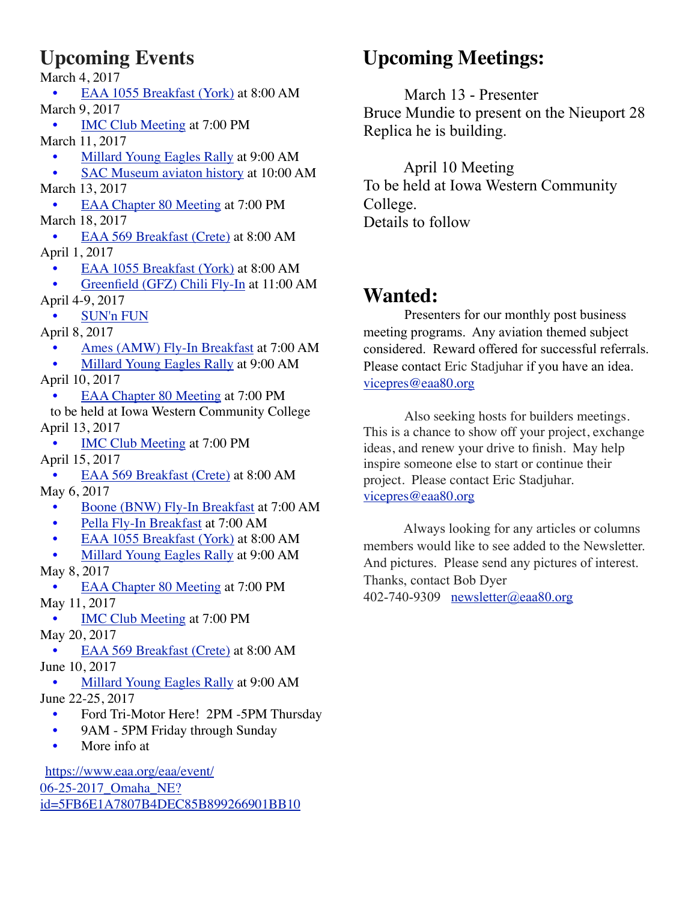## Upcoming Events

March 4, 2017

- EAA 1055 Breakfast (York) at 8:00 AM

March 9, 2017

- IMC Club Meeting at 7:00 PM

March 11, 2017

- Millard Young Eagles Rally at 9:00 AM
- SAC Museum aviaton history at 10:00 AM

March 13, 2017

- EAA Chapter 80 Meeting at 7:00 PM

March 18, 2017

- EAA 569 Breakfast (Crete) at 8:00 AM

April 1, 2017

- EAA 1055 Breakfast (York) at 8:00 AM
- Greenfield (GFZ) Chili Fly-In at 11:00 AM

April 4-9, 2017

- SUN'n FUN

April 8, 2017

- Ames (AMW) Fly-In Breakfast at 7:00 AM
- Millard Young Eagles Rally at 9:00 AM

April 10, 2017

- EAA Chapter 80 Meeting at 7:00 PM

to be held at Iowa Western Community College

April 13, 2017

- IMC Club Meeting at 7:00 PM

April 15, 2017

- EAA 569 Breakfast (Crete) at 8:00 AM

May 6, 2017

- Boone (BNW) Fly-In Breakfast at 7:00 AM
- Pella Fly-In Breakfast at 7:00 AM
- EAA 1055 Breakfast (York) at 8:00 AM
- Millard Young Eagles Rally at 9:00 AM

May 8, 2017

- EAA Chapter 80 Meeting at 7:00 PM

May 11, 2017

- IMC Club Meeting at 7:00 PM

May 20, 2017

- EAA 569 Breakfast (Crete) at 8:00 AM

June 10, 2017

- Millard Young Eagles Rally at 9:00 AM

June 22-25, 2017

- Ford Tri-Motor Here! 2PM -5PM Thursday
- 9AM - 5PM Friday through Sunday
- More info at

https://www.eaa.org/eaa/event/06-25-2017_Omaha_NE?id=5FB6E1A7807B4DEC85B899266901BB10

## Upcoming Meetings:

March 13 - Presenter
Bruce Mundie to present on the Nieuport 28 Replica he is building.

April 10 Meeting
To be held at Iowa Western Community College.
Details to follow

## Wanted:

Presenters for our monthly post business meeting programs. Any aviation themed subject considered. Reward offered for successful referrals. Please contact Eric Stadjuhar if you have an idea.
vicepres@eaa80.org

Also seeking hosts for builders meetings. This is a chance to show off your project, exchange ideas, and renew your drive to finish. May help inspire someone else to start or continue their project. Please contact Eric Stadjuhar.
vicepres@eaa80.org

Always looking for any articles or columns members would like to see added to the Newsletter. And pictures. Please send any pictures of interest. Thanks, contact Bob Dyer
402-740-9309 newsletter@eaa80.org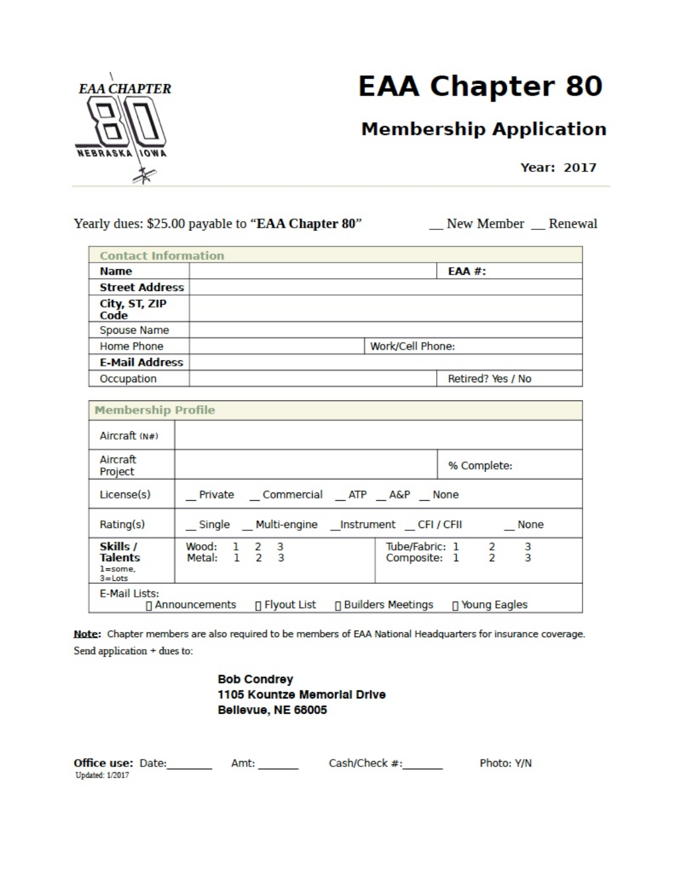EAA CHAPTER 80 NEBRASKA IOWA

# EAA Chapter 80

## Membership Application

**Year: 2017**

Yearly dues: $25.00 payable to **"EAA Chapter 80"** __ New Member __ Renewal

| Contact Information | | | |
|---|---|---|---|
| **Name** | | **EAA #:** | |
| **Street Address** | | | |
| **City, ST, ZIP Code** | | | |
| Spouse Name | | | |
| Home Phone | | Work/Cell Phone: | |
| **E-Mail Address** | | | |
| Occupation | | Retired? Yes / No | |

| Membership Profile | | |
|---|---|---|
| Aircraft (N#) | | |
| Aircraft Project | | % Complete: |
| License(s) | __ Private __ Commercial __ ATP __ A&P __ None | |
| Rating(s) | __ Single __ Multi-engine __Instrument __ CFI / CFII __ None | |
| **Skills / Talents** 1=some, 3=Lots | Wood: 1 2 3<br>Metal: 1 2 3 | Tube/Fabric: 1 2 3<br>Composite: 1 2 3 |
| E-Mail Lists: ☐ Announcements ☐ Flyout List ☐ Builders Meetings ☐ Young Eagles | | |

**Note:** Chapter members are also required to be members of EAA National Headquarters for insurance coverage.

Send application + dues to:

**Bob Condrey**
**1105 Kountze Memorial Drive**
**Bellevue, NE 68005**

**Office use:** Date:_______ Amt: ______ Cash/Check #:______ Photo: Y/N

Updated: 1/2017